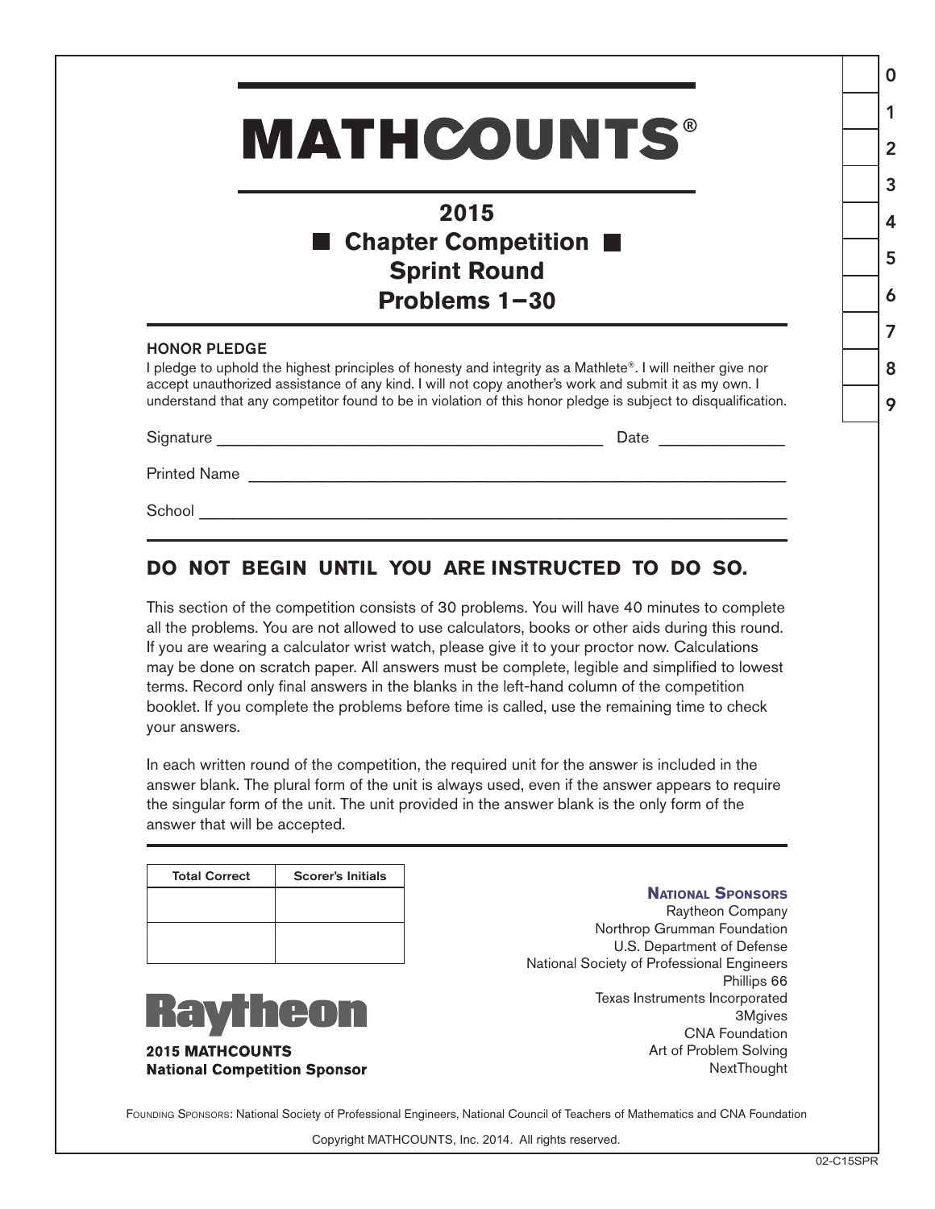# MATHCOUNTS®

## 2015
## Chapter Competition
## Sprint Round
## Problems 1–30

**HONOR PLEDGE**

I pledge to uphold the highest principles of honesty and integrity as a Mathlete®. I will neither give nor accept unauthorized assistance of any kind. I will not copy another's work and submit it as my own. I understand that any competitor found to be in violation of this honor pledge is subject to disqualification.

Signature ______________________________ Date ____________

Printed Name ______________________________________

School ___________________________________________

## DO NOT BEGIN UNTIL YOU ARE INSTRUCTED TO DO SO.

This section of the competition consists of 30 problems. You will have 40 minutes to complete all the problems. You are not allowed to use calculators, books or other aids during this round. If you are wearing a calculator wrist watch, please give it to your proctor now. Calculations may be done on scratch paper. All answers must be complete, legible and simplified to lowest terms. Record only final answers in the blanks in the left-hand column of the competition booklet. If you complete the problems before time is called, use the remaining time to check your answers.

In each written round of the competition, the required unit for the answer is included in the answer blank. The plural form of the unit is always used, even if the answer appears to require the singular form of the unit. The unit provided in the answer blank is the only form of the answer that will be accepted.

| Total Correct | Scorer's Initials |
|---|---|
| | |
| | |

**Raytheon**

**2015 MATHCOUNTS National Competition Sponsor**

**NATIONAL SPONSORS**

Raytheon Company
Northrop Grumman Foundation
U.S. Department of Defense
National Society of Professional Engineers
Phillips 66
Texas Instruments Incorporated
3Mgives
CNA Foundation
Art of Problem Solving
NextThought

FOUNDING SPONSORS: National Society of Professional Engineers, National Council of Teachers of Mathematics and CNA Foundation

Copyright MATHCOUNTS, Inc. 2014. All rights reserved.

02-C15SPR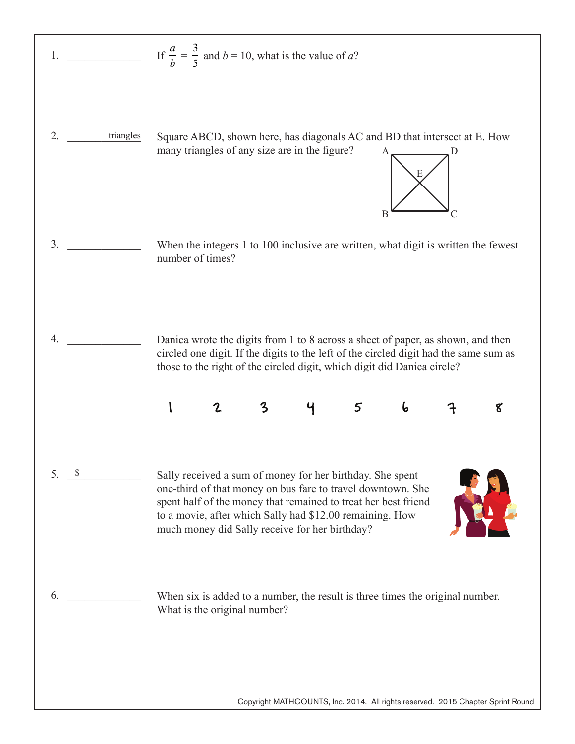1. _____________ If $\frac{a}{b} = \frac{3}{5}$ and $b = 10$, what is the value of $a$?

2. _____________ triangles Square ABCD, shown here, has diagonals AC and BD that intersect at E. How many triangles of any size are in the figure?

A D E B C

3. _____________ When the integers 1 to 100 inclusive are written, what digit is written the fewest number of times?

4. _____________ Danica wrote the digits from 1 to 8 across a sheet of paper, as shown, and then circled one digit. If the digits to the left of the circled digit had the same sum as those to the right of the circled digit, which digit did Danica circle?

1 2 3 4 5 6 7 8

5. $ _____________ Sally received a sum of money for her birthday. She spent one-third of that money on bus fare to travel downtown. She spent half of the money that remained to treat her best friend to a movie, after which Sally had \$12.00 remaining. How much money did Sally receive for her birthday?

6. _____________ When six is added to a number, the result is three times the original number. What is the original number?

Copyright MATHCOUNTS, Inc. 2014. All rights reserved. 2015 Chapter Sprint Round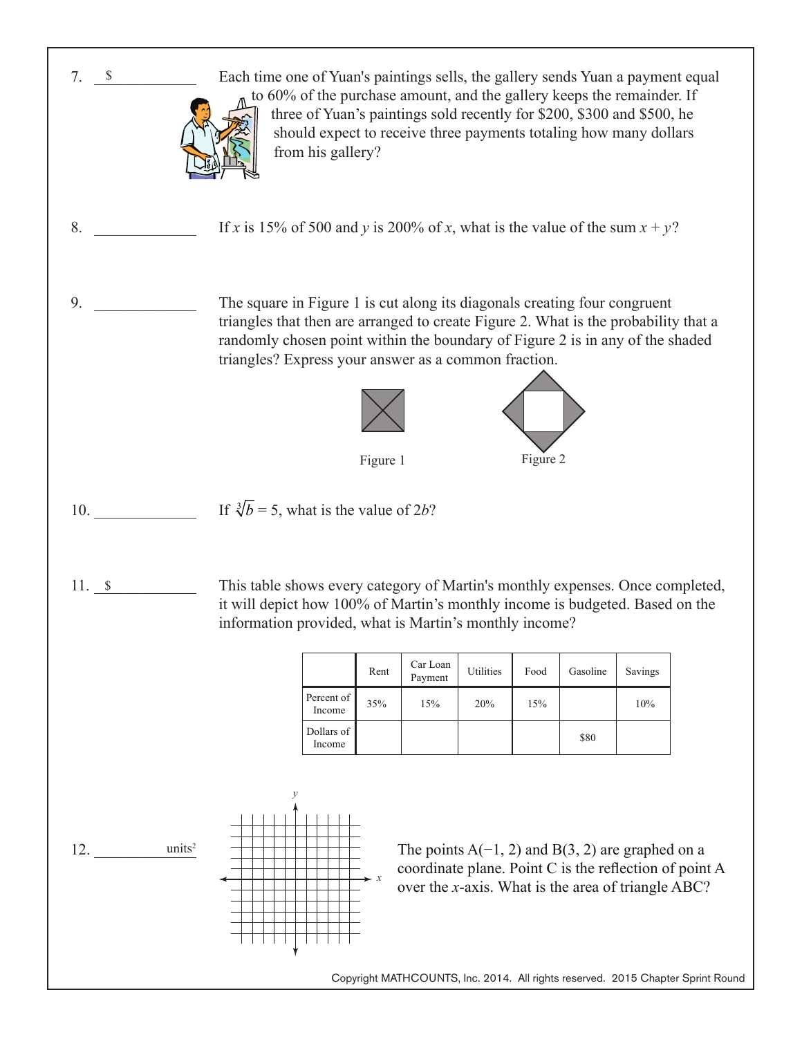7. $ ____________

Each time one of Yuan's paintings sells, the gallery sends Yuan a payment equal to 60% of the purchase amount, and the gallery keeps the remainder. If three of Yuan's paintings sold recently for $200, $300 and $500, he should expect to receive three payments totaling how many dollars from his gallery?

8. ____________

If $x$ is 15% of 500 and $y$ is 200% of $x$, what is the value of the sum $x + y$?

9. ____________

The square in Figure 1 is cut along its diagonals creating four congruent triangles that then are arranged to create Figure 2. What is the probability that a randomly chosen point within the boundary of Figure 2 is in any of the shaded triangles? Express your answer as a common fraction.

Figure 1 Figure 2

10. ____________

If $\sqrt[3]{b} = 5$, what is the value of $2b$?

11. $ ____________

This table shows every category of Martin's monthly expenses. Once completed, it will depict how 100% of Martin's monthly income is budgeted. Based on the information provided, what is Martin's monthly income?

| | Rent | Car Loan Payment | Utilities | Food | Gasoline | Savings |
|---|---|---|---|---|---|---|
| Percent of Income | 35% | 15% | 20% | 15% | | 10% |
| Dollars of Income | | | | | $80 | |

12. ____________ units²

The points A(−1, 2) and B(3, 2) are graphed on a coordinate plane. Point C is the reflection of point A over the $x$-axis. What is the area of triangle ABC?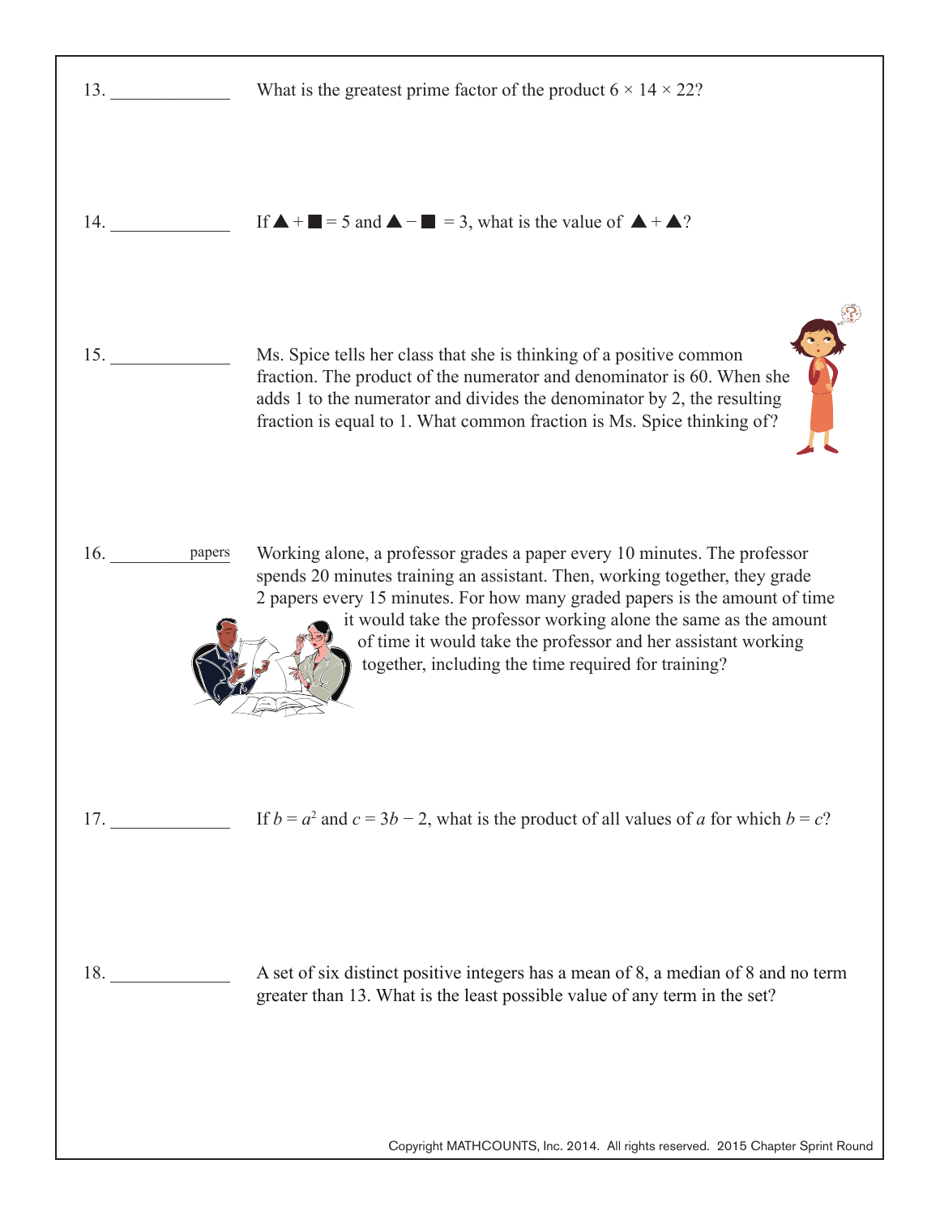13. _____________ What is the greatest prime factor of the product $6 \times 14 \times 22$?

14. _____________ If ▲ + ■ = 5 and ▲ − ■ = 3, what is the value of ▲ + ▲?

15. _____________ Ms. Spice tells her class that she is thinking of a positive common fraction. The product of the numerator and denominator is 60. When she adds 1 to the numerator and divides the denominator by 2, the resulting fraction is equal to 1. What common fraction is Ms. Spice thinking of?

16. _________ papers Working alone, a professor grades a paper every 10 minutes. The professor spends 20 minutes training an assistant. Then, working together, they grade 2 papers every 15 minutes. For how many graded papers is the amount of time it would take the professor working alone the same as the amount of time it would take the professor and her assistant working together, including the time required for training?

17. _____________ If $b = a^2$ and $c = 3b - 2$, what is the product of all values of $a$ for which $b = c$?

18. _____________ A set of six distinct positive integers has a mean of 8, a median of 8 and no term greater than 13. What is the least possible value of any term in the set?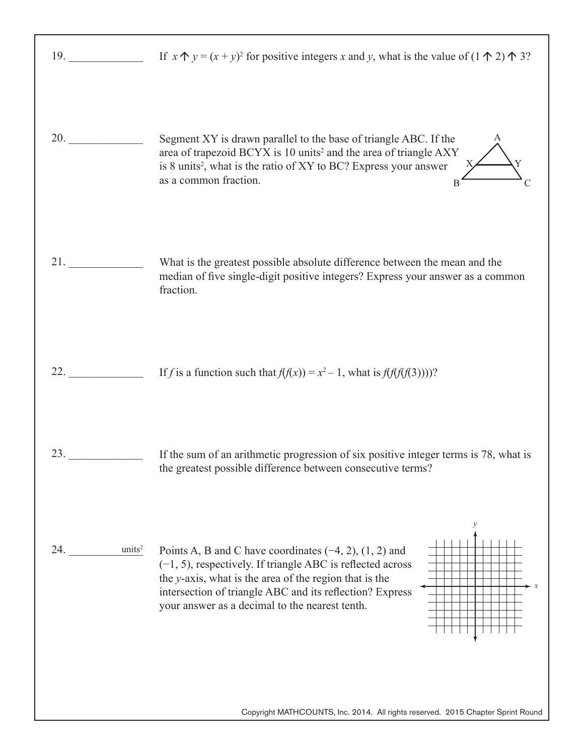19. _____________ If $x \uparrow y = (x + y)^2$ for positive integers $x$ and $y$, what is the value of $(1 \uparrow 2) \uparrow 3$?

20. _____________ Segment XY is drawn parallel to the base of triangle ABC. If the area of trapezoid BCYX is 10 units$^2$ and the area of triangle AXY is 8 units$^2$, what is the ratio of XY to BC? Express your answer as a common fraction.

21. _____________ What is the greatest possible absolute difference between the mean and the median of five single-digit positive integers? Express your answer as a common fraction.

22. _____________ If $f$ is a function such that $f(f(x)) = x^2 - 1$, what is $f(f(f(f(3))))$?

23. _____________ If the sum of an arithmetic progression of six positive integer terms is 78, what is the greatest possible difference between consecutive terms?

24. _____________ units$^2$ Points A, B and C have coordinates $(-4, 2)$, $(1, 2)$ and $(-1, 5)$, respectively. If triangle ABC is reflected across the $y$-axis, what is the area of the region that is the intersection of triangle ABC and its reflection? Express your answer as a decimal to the nearest tenth.

Copyright MATHCOUNTS, Inc. 2014. All rights reserved. 2015 Chapter Sprint Round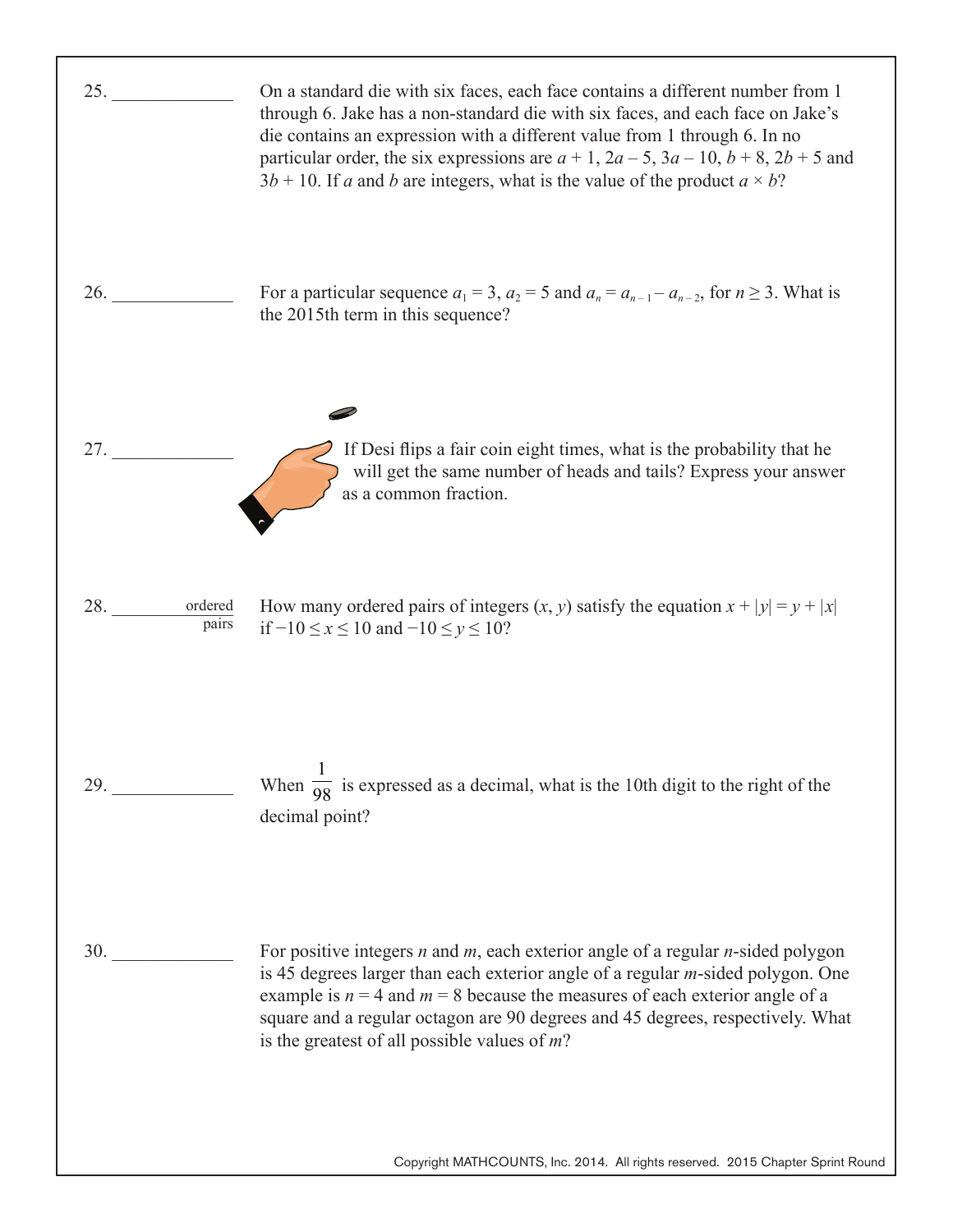25. _____________ On a standard die with six faces, each face contains a different number from 1 through 6. Jake has a non-standard die with six faces, and each face on Jake's die contains an expression with a different value from 1 through 6. In no particular order, the six expressions are $a + 1$, $2a - 5$, $3a - 10$, $b + 8$, $2b + 5$ and $3b + 10$. If $a$ and $b$ are integers, what is the value of the product $a \times b$?

26. _____________ For a particular sequence $a_1 = 3$, $a_2 = 5$ and $a_n = a_{n-1} - a_{n-2}$, for $n \geq 3$. What is the 2015th term in this sequence?

27. _____________ If Desi flips a fair coin eight times, what is the probability that he will get the same number of heads and tails? Express your answer as a common fraction.

28. _____________ ordered pairs How many ordered pairs of integers $(x, y)$ satisfy the equation $x + |y| = y + |x|$ if $-10 \leq x \leq 10$ and $-10 \leq y \leq 10$?

29. _____________ When $\frac{1}{98}$ is expressed as a decimal, what is the 10th digit to the right of the decimal point?

30. _____________ For positive integers $n$ and $m$, each exterior angle of a regular $n$-sided polygon is 45 degrees larger than each exterior angle of a regular $m$-sided polygon. One example is $n = 4$ and $m = 8$ because the measures of each exterior angle of a square and a regular octagon are 90 degrees and 45 degrees, respectively. What is the greatest of all possible values of $m$?

Copyright MATHCOUNTS, Inc. 2014. All rights reserved. 2015 Chapter Sprint Round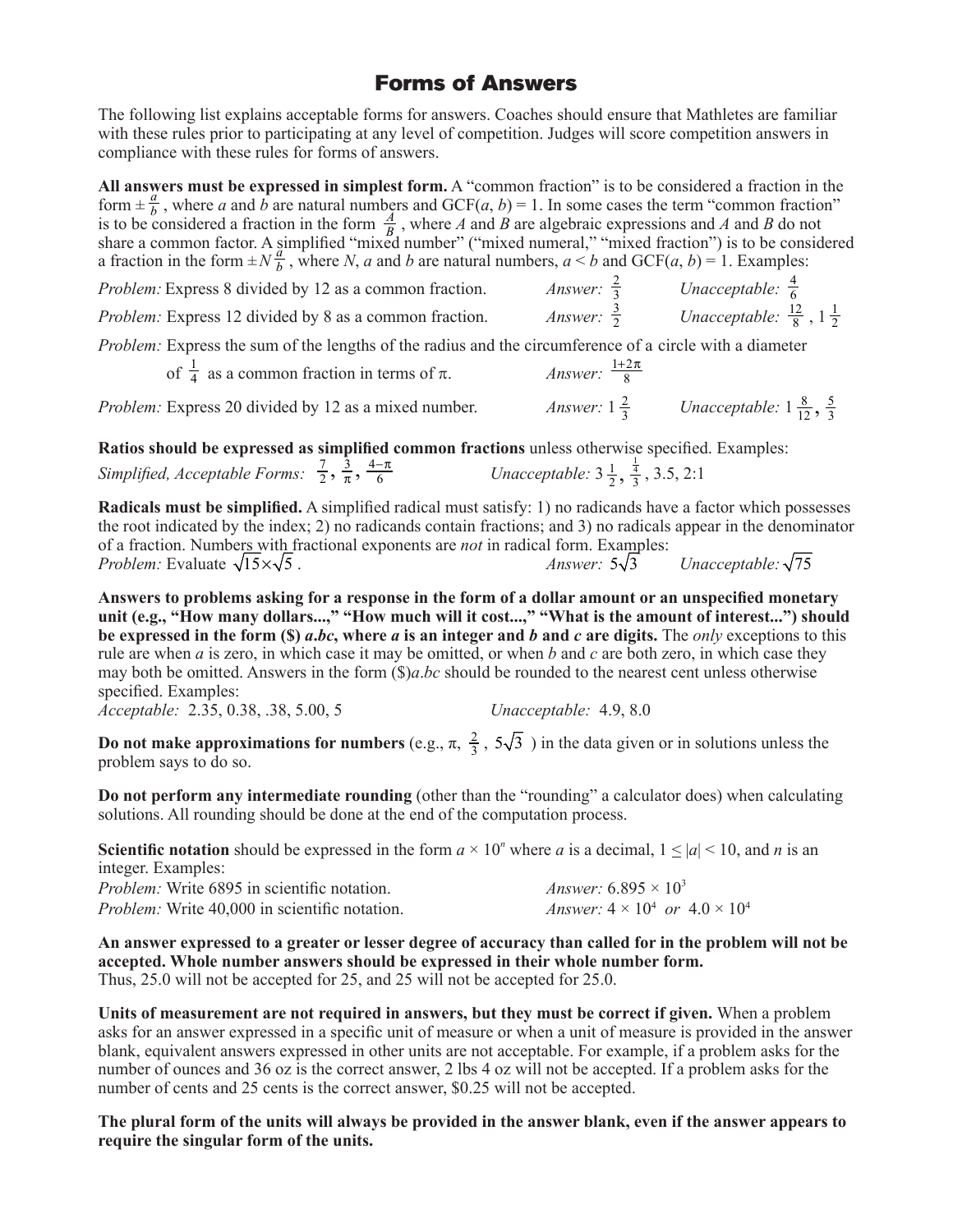# Forms of Answers

The following list explains acceptable forms for answers. Coaches should ensure that Mathletes are familiar with these rules prior to participating at any level of competition. Judges will score competition answers in compliance with these rules for forms of answers.

**All answers must be expressed in simplest form.** A "common fraction" is to be considered a fraction in the form $\pm\frac{a}{b}$, where $a$ and $b$ are natural numbers and GCF($a$, $b$) = 1. In some cases the term "common fraction" is to be considered a fraction in the form $\frac{A}{B}$, where $A$ and $B$ are algebraic expressions and $A$ and $B$ do not share a common factor. A simplified "mixed number" ("mixed numeral," "mixed fraction") is to be considered a fraction in the form $\pm N\frac{a}{b}$, where $N$, $a$ and $b$ are natural numbers, $a < b$ and GCF($a$, $b$) = 1. Examples:

*Problem:* Express 8 divided by 12 as a common fraction. *Answer:* $\frac{2}{3}$ *Unacceptable:* $\frac{4}{6}$

*Problem:* Express 12 divided by 8 as a common fraction. *Answer:* $\frac{3}{2}$ *Unacceptable:* $\frac{12}{8}$, $1\frac{1}{2}$

*Problem:* Express the sum of the lengths of the radius and the circumference of a circle with a diameter of $\frac{1}{4}$ as a common fraction in terms of $\pi$. *Answer:* $\frac{1+2\pi}{8}$

*Problem:* Express 20 divided by 12 as a mixed number. *Answer:* $1\frac{2}{3}$ *Unacceptable:* $1\frac{8}{12}$, $\frac{5}{3}$

**Ratios should be expressed as simplified common fractions** unless otherwise specified. Examples:

*Simplified, Acceptable Forms:* $\frac{7}{2}$, $\frac{3}{\pi}$, $\frac{4-\pi}{6}$ *Unacceptable:* $3\frac{1}{2}$, $\frac{\frac{1}{4}}{3}$, 3.5, 2:1

**Radicals must be simplified.** A simplified radical must satisfy: 1) no radicands have a factor which possesses the root indicated by the index; 2) no radicands contain fractions; and 3) no radicals appear in the denominator of a fraction. Numbers with fractional exponents are *not* in radical form. Examples:

*Problem:* Evaluate $\sqrt{15}\times\sqrt{5}$. *Answer:* $5\sqrt{3}$ *Unacceptable:* $\sqrt{75}$

**Answers to problems asking for a response in the form of a dollar amount or an unspecified monetary unit (e.g., "How many dollars...," "How much will it cost...," "What is the amount of interest...") should be expressed in the form (\$) *a.bc*, where *a* is an integer and *b* and *c* are digits.** The *only* exceptions to this rule are when *a* is zero, in which case it may be omitted, or when *b* and *c* are both zero, in which case they may both be omitted. Answers in the form (\$)*a.bc* should be rounded to the nearest cent unless otherwise specified. Examples:

*Acceptable:* 2.35, 0.38, .38, 5.00, 5 *Unacceptable:* 4.9, 8.0

**Do not make approximations for numbers** (e.g., $\pi$, $\frac{2}{3}$, $5\sqrt{3}$) in the data given or in solutions unless the problem says to do so.

**Do not perform any intermediate rounding** (other than the "rounding" a calculator does) when calculating solutions. All rounding should be done at the end of the computation process.

**Scientific notation** should be expressed in the form $a \times 10^n$ where $a$ is a decimal, $1 \le |a| < 10$, and $n$ is an integer. Examples:

*Problem:* Write 6895 in scientific notation. *Answer:* $6.895 \times 10^3$

*Problem:* Write 40,000 in scientific notation. *Answer:* $4 \times 10^4$ *or* $4.0 \times 10^4$

**An answer expressed to a greater or lesser degree of accuracy than called for in the problem will not be accepted. Whole number answers should be expressed in their whole number form.** Thus, 25.0 will not be accepted for 25, and 25 will not be accepted for 25.0.

**Units of measurement are not required in answers, but they must be correct if given.** When a problem asks for an answer expressed in a specific unit of measure or when a unit of measure is provided in the answer blank, equivalent answers expressed in other units are not acceptable. For example, if a problem asks for the number of ounces and 36 oz is the correct answer, 2 lbs 4 oz will not be accepted. If a problem asks for the number of cents and 25 cents is the correct answer, \$0.25 will not be accepted.

**The plural form of the units will always be provided in the answer blank, even if the answer appears to require the singular form of the units.**